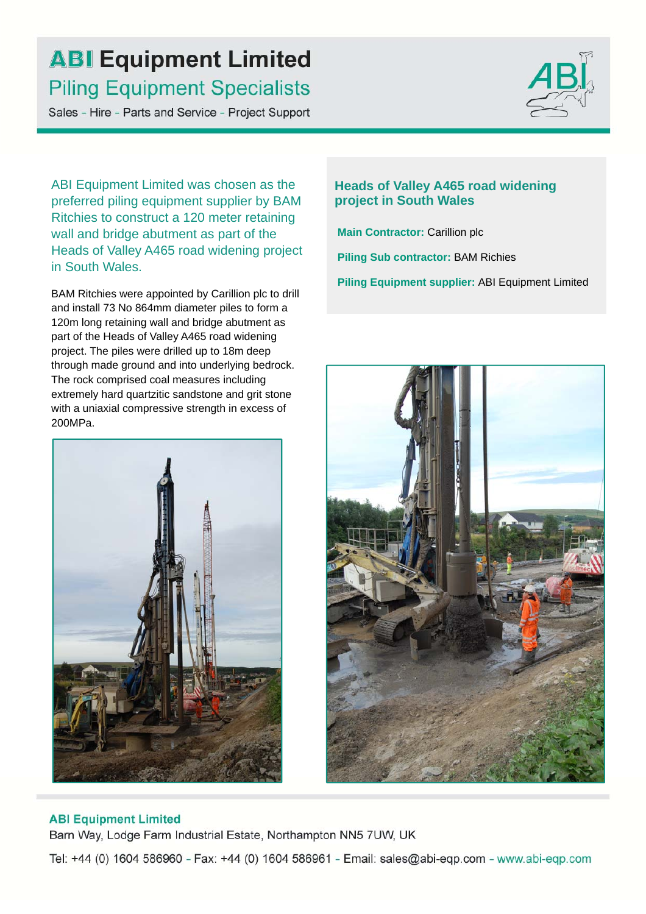# ABI Equipment Limited

## Piling Equipment Specialists

Sales - Hire - Parts and Service - Project Support

ABI Equipment Limited was chosen as the preferred piling equipment supplier by BAM Ritchies to construct a 120 meter retaining wall and bridge abutment as part of the Heads of Valley A465 road widening project in South Wales.

BAM Ritchies were appointed by Carillion plc to drill and install 73 No 864mm diameter piles to form a 120m long retaining wall and bridge abutment as part of the Heads of Valley A465 road widening project. The piles were drilled up to 18m deep through made ground and into underlying bedrock. The rock comprised coal measures including extremely hard quartzitic sandstone and grit stone with a uniaxial compressive strength in excess of 200MPa.

### Heads of Valley A465 road widening project in South Wales

**Main Contractor:** Carillion plc

**Piling Sub contractor:** BAM Richies

**Piling Equipment supplier:** ABI Equipment Limited

**ABI Equipment Limited**

Barn Way, Lodge Farm Industrial Estate, Northampton NN5 7UW, UK

Tel: +44 (0) 1604 586960 - Fax: +44 (0) 1604 586961 - Email: sales@abi-eqp.com - www.abi-eqp.com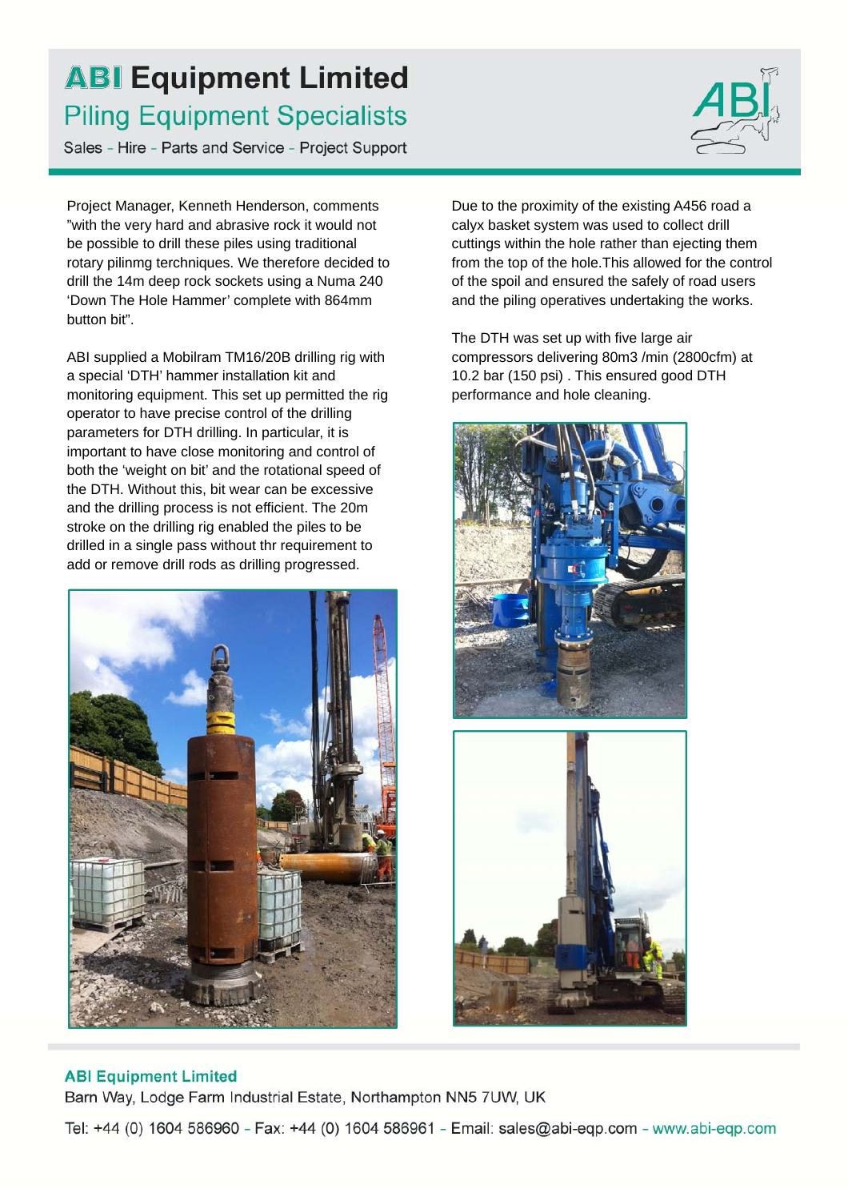# ABI Equipment Limited

## Piling Equipment Specialists

Sales - Hire - Parts and Service - Project Support

Project Manager, Kenneth Henderson, comments "with the very hard and abrasive rock it would not be possible to drill these piles using traditional rotary pilinmg terchniques. We therefore decided to drill the 14m deep rock sockets using a Numa 240 'Down The Hole Hammer' complete with 864mm button bit".

ABI supplied a Mobilram TM16/20B drilling rig with a special 'DTH' hammer installation kit and monitoring equipment. This set up permitted the rig operator to have precise control of the drilling parameters for DTH drilling. In particular, it is important to have close monitoring and control of both the 'weight on bit' and the rotational speed of the DTH. Without this, bit wear can be excessive and the drilling process is not efficient. The 20m stroke on the drilling rig enabled the piles to be drilled in a single pass without thr requirement to add or remove drill rods as drilling progressed.

Due to the proximity of the existing A456 road a calyx basket system was used to collect drill cuttings within the hole rather than ejecting them from the top of the hole.This allowed for the control of the spoil and ensured the safely of road users and the piling operatives undertaking the works.

The DTH was set up with five large air compressors delivering 80m3 /min (2800cfm) at 10.2 bar (150 psi) . This ensured good DTH performance and hole cleaning.

**ABI Equipment Limited**
Barn Way, Lodge Farm Industrial Estate, Northampton NN5 7UW, UK

Tel: +44 (0) 1604 586960 - Fax: +44 (0) 1604 586961 - Email: sales@abi-eqp.com - www.abi-eqp.com